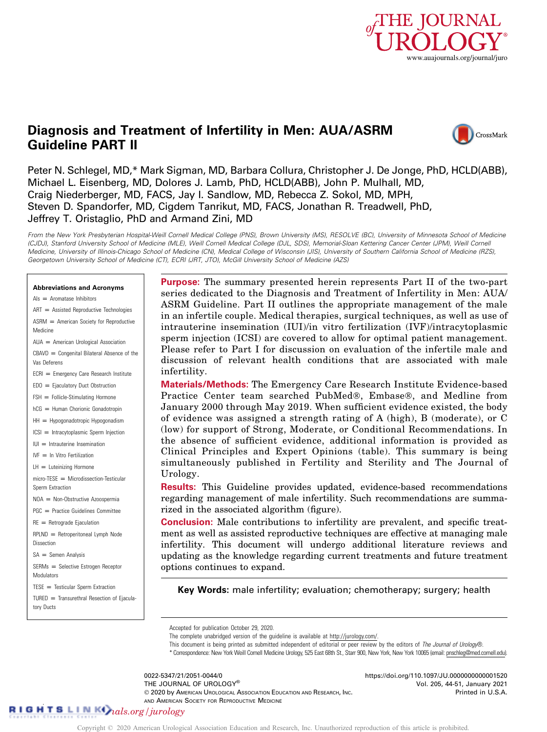# Diagnosis and Treatment of Infertility in Men: AUA/ASRM Guideline PART II

Peter N. Schlegel, MD,* Mark Sigman, MD, Barbara Collura, Christopher J. De Jonge, PhD, HCLD(ABB), Michael L. Eisenberg, MD, Dolores J. Lamb, PhD, HCLD(ABB), John P. Mulhall, MD, Craig Niederberger, MD, FACS, Jay I. Sandlow, MD, Rebecca Z. Sokol, MD, MPH, Steven D. Spandorfer, MD, Cigdem Tanrikut, MD, FACS, Jonathan R. Treadwell, PhD, Jeffrey T. Oristaglio, PhD and Armand Zini, MD

*From the New York Presbyterian Hospital-Weill Cornell Medical College (PNS), Brown University (MS), RESOLVE (BC), University of Minnesota School of Medicine (CJDJ), Stanford University School of Medicine (MLE), Weill Cornell Medical College (DJL, SDS), Memorial-Sloan Kettering Cancer Center (JPM), Weill Cornell Medicine, University of Illinois-Chicago School of Medicine (CN), Medical College of Wisconsin (JIS), University of Southern California School of Medicine (RZS), Georgetown University School of Medicine (CT), ECRI (JRT, JTO), McGill University School of Medicine (AZS)*

**Abbreviations and Acronyms**

AIs = Aromatase Inhibitors
ART = Assisted Reproductive Technologies
ASRM = American Society for Reproductive Medicine
AUA = American Urological Association
CBAVD = Congenital Bilateral Absence of the Vas Deferens
ECRI = Emergency Care Research Institute
EDO = Ejaculatory Duct Obstruction
FSH = Follicle-Stimulating Hormone
hCG = Human Chorionic Gonadotropin
HH = Hypogonadotropic Hypogonadism
ICSI = Intracytoplasmic Sperm Injection
IUI = Intrauterine Insemination
IVF = In Vitro Fertilization
LH = Luteinizing Hormone
micro-TESE = Microdissection-Testicular Sperm Extraction
NOA = Non-Obstructive Azoospermia
PGC = Practice Guidelines Committee
RE = Retrograde Ejaculation
RPLND = Retroperitoneal Lymph Node Dissection
SA = Semen Analysis
SERMs = Selective Estrogen Receptor Modulators
TESE = Testicular Sperm Extraction
TURED = Transurethral Resection of Ejaculatory Ducts

**Purpose:** The summary presented herein represents Part II of the two-part series dedicated to the Diagnosis and Treatment of Infertility in Men: AUA/ASRM Guideline. Part II outlines the appropriate management of the male in an infertile couple. Medical therapies, surgical techniques, as well as use of intrauterine insemination (IUI)/in vitro fertilization (IVF)/intracytoplasmic sperm injection (ICSI) are covered to allow for optimal patient management. Please refer to Part I for discussion on evaluation of the infertile male and discussion of relevant health conditions that are associated with male infertility.

**Materials/Methods:** The Emergency Care Research Institute Evidence-based Practice Center team searched PubMed®, Embase®, and Medline from January 2000 through May 2019. When sufficient evidence existed, the body of evidence was assigned a strength rating of A (high), B (moderate), or C (low) for support of Strong, Moderate, or Conditional Recommendations. In the absence of sufficient evidence, additional information is provided as Clinical Principles and Expert Opinions (table). This summary is being simultaneously published in Fertility and Sterility and The Journal of Urology.

**Results:** This Guideline provides updated, evidence-based recommendations regarding management of male infertility. Such recommendations are summarized in the associated algorithm (figure).

**Conclusion:** Male contributions to infertility are prevalent, and specific treatment as well as assisted reproductive techniques are effective at managing male infertility. This document will undergo additional literature reviews and updating as the knowledge regarding current treatments and future treatment options continues to expand.

**Key Words:** male infertility; evaluation; chemotherapy; surgery; health

Accepted for publication October 29, 2020.
The complete unabridged version of the guideline is available at http://jurology.com/.
This document is being printed as submitted independent of editorial or peer review by the editors of *The Journal of Urology*®.
* Correspondence: New York Weill Cornell Medicine Urology, 525 East 68th St., Starr 900, New York, New York 10065 (email: pnschleg@med.cornell.edu).

0022-5347/21/2051-0044/0
THE JOURNAL OF UROLOGY®
© 2020 by American Urological Association Education and Research, Inc. and American Society for Reproductive Medicine

https://doi.org/10.1097/JU.0000000000001520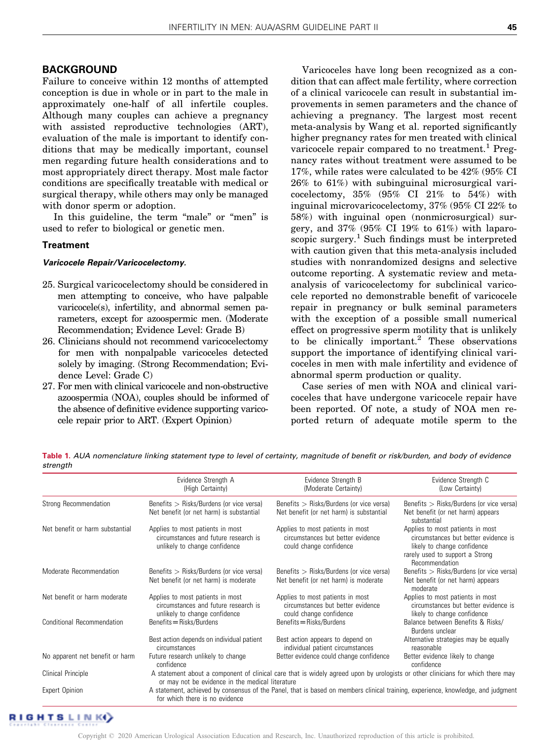## BACKGROUND

Failure to conceive within 12 months of attempted conception is due in whole or in part to the male in approximately one-half of all infertile couples. Although many couples can achieve a pregnancy with assisted reproductive technologies (ART), evaluation of the male is important to identify conditions that may be medically important, counsel men regarding future health considerations and to most appropriately direct therapy. Most male factor conditions are specifically treatable with medical or surgical therapy, while others may only be managed with donor sperm or adoption.

In this guideline, the term "male" or "men" is used to refer to biological or genetic men.

### Treatment

#### *Varicocele Repair/Varicocelectomy.*

25. Surgical varicocelectomy should be considered in men attempting to conceive, who have palpable varicocele(s), infertility, and abnormal semen parameters, except for azoospermic men. (Moderate Recommendation; Evidence Level: Grade B)
26. Clinicians should not recommend varicocelectomy for men with nonpalpable varicoceles detected solely by imaging. (Strong Recommendation; Evidence Level: Grade C)
27. For men with clinical varicocele and non-obstructive azoospermia (NOA), couples should be informed of the absence of definitive evidence supporting varicocele repair prior to ART. (Expert Opinion)

Varicoceles have long been recognized as a condition that can affect male fertility, where correction of a clinical varicocele can result in substantial improvements in semen parameters and the chance of achieving a pregnancy. The largest most recent meta-analysis by Wang et al. reported significantly higher pregnancy rates for men treated with clinical varicocele repair compared to no treatment.[1] Pregnancy rates without treatment were assumed to be 17%, while rates were calculated to be 42% (95% CI 26% to 61%) with subinguinal microsurgical varicocelectomy, 35% (95% CI 21% to 54%) with inguinal microvaricocelectomy, 37% (95% CI 22% to 58%) with inguinal open (nonmicrosurgical) surgery, and 37% (95% CI 19% to 61%) with laparoscopic surgery.[1] Such findings must be interpreted with caution given that this meta-analysis included studies with nonrandomized designs and selective outcome reporting. A systematic review and meta-analysis of varicocelectomy for subclinical varicocele reported no demonstrable benefit of varicocele repair in pregnancy or bulk seminal parameters with the exception of a possible small numerical effect on progressive sperm motility that is unlikely to be clinically important.[2] These observations support the importance of identifying clinical varicoceles in men with male infertility and evidence of abnormal sperm production or quality.

Case series of men with NOA and clinical varicoceles that have undergone varicocele repair have been reported. Of note, a study of NOA men reported return of adequate motile sperm to the

**Table 1.** *AUA nomenclature linking statement type to level of certainty, magnitude of benefit or risk/burden, and body of evidence strength*

| | Evidence Strength A (High Certainty) | Evidence Strength B (Moderate Certainty) | Evidence Strength C (Low Certainty) |
|---|---|---|---|
| Strong Recommendation | Benefits > Risks/Burdens (or vice versa) Net benefit (or net harm) is substantial | Benefits > Risks/Burdens (or vice versa) Net benefit (or net harm) is substantial | Benefits > Risks/Burdens (or vice versa) Net benefit (or net harm) appears substantial |
| Net benefit or harm substantial | Applies to most patients in most circumstances and future research is unlikely to change confidence | Applies to most patients in most circumstances but better evidence could change confidence | Applies to most patients in most circumstances but better evidence is likely to change confidence rarely used to support a Strong Recommendation |
| Moderate Recommendation | Benefits > Risks/Burdens (or vice versa) Net benefit (or net harm) is moderate | Benefits > Risks/Burdens (or vice versa) Net benefit (or net harm) is moderate | Benefits > Risks/Burdens (or vice versa) Net benefit (or net harm) appears moderate |
| Net benefit or harm moderate | Applies to most patients in most circumstances and future research is unlikely to change confidence | Applies to most patients in most circumstances but better evidence could change confidence | Applies to most patients in most circumstances but better evidence is likely to change confidence |
| Conditional Recommendation | Benefits = Risks/Burdens | Benefits = Risks/Burdens | Balance between Benefits & Risks/Burdens unclear |
| | Best action depends on individual patient circumstances | Best action appears to depend on individual patient circumstances | Alternative strategies may be equally reasonable |
| No apparent net benefit or harm | Future research unlikely to change confidence | Better evidence could change confidence | Better evidence likely to change confidence |
| Clinical Principle | A statement about a component of clinical care that is widely agreed upon by urologists or other clinicians for which there may or may not be evidence in the medical literature | | |
| Expert Opinion | A statement, achieved by consensus of the Panel, that is based on members clinical training, experience, knowledge, and judgment for which there is no evidence | | |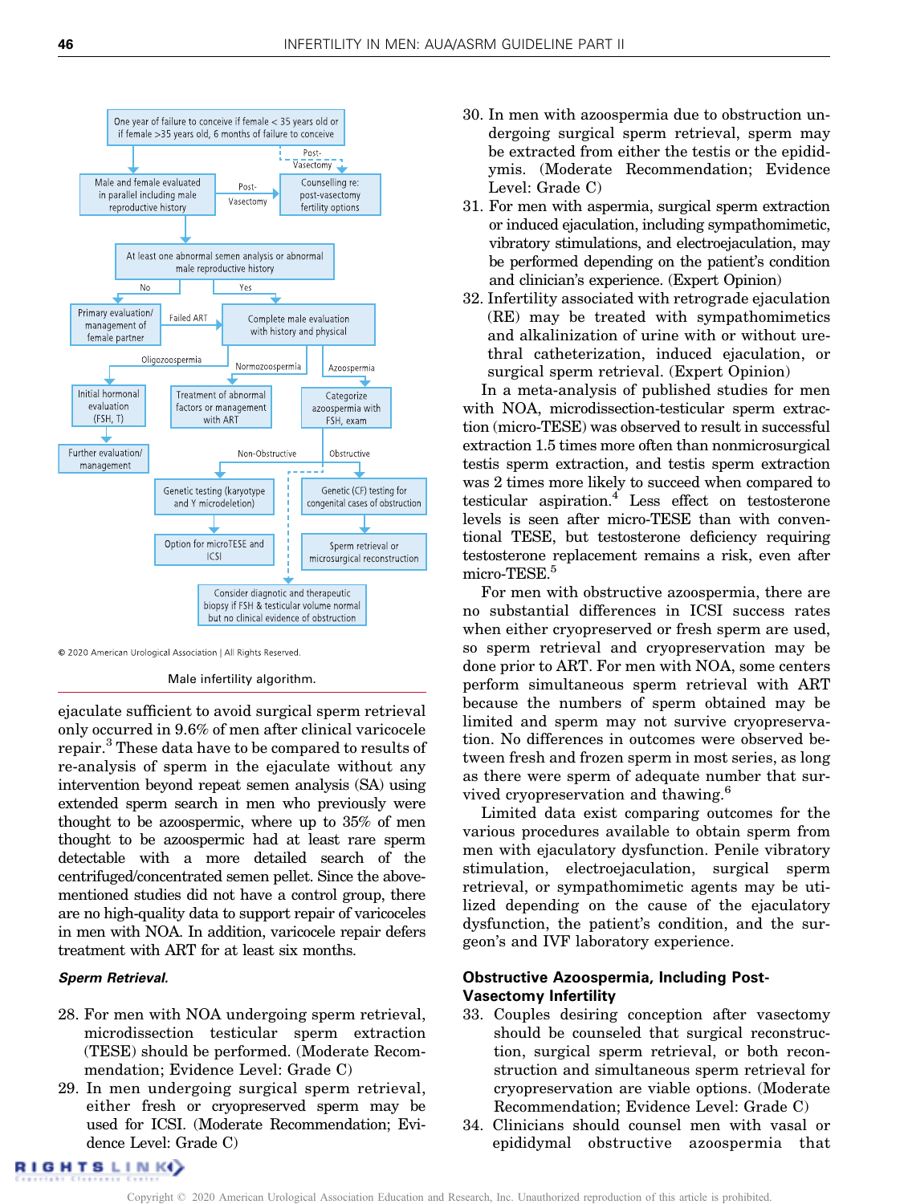One year of failure to conceive if female < 35 years old or if female >35 years old, 6 months of failure to conceive

Male and female evaluated in parallel including male reproductive history

Counselling re: post-vasectomy fertility options

At least one abnormal semen analysis or abnormal male reproductive history

Primary evaluation/ management of female partner

Complete male evaluation with history and physical

Initial hormonal evaluation (FSH, T)

Further evaluation/ management

Treatment of abnormal factors or management with ART

Categorize azoospermia with FSH, exam

Genetic testing (karyotype and Y microdeletion)

Option for microTESE and ICSI

Genetic (CF) testing for congenital cases of obstruction

Sperm retrieval or microsurgical reconstruction

Consider diagnotic and therapeutic biopsy if FSH & testicular volume normal but no clinical evidence of obstruction

© 2020 American Urological Association | All Rights Reserved.

Male infertility algorithm.

ejaculate sufficient to avoid surgical sperm retrieval only occurred in 9.6% of men after clinical varicocele repair.[3] These data have to be compared to results of re-analysis of sperm in the ejaculate without any intervention beyond repeat semen analysis (SA) using extended sperm search in men who previously were thought to be azoospermic, where up to 35% of men thought to be azoospermic had at least rare sperm detectable with a more detailed search of the centrifuged/concentrated semen pellet. Since the above-mentioned studies did not have a control group, there are no high-quality data to support repair of varicoceles in men with NOA. In addition, varicocele repair defers treatment with ART for at least six months.

***Sperm Retrieval.***

28. For men with NOA undergoing sperm retrieval, microdissection testicular sperm extraction (TESE) should be performed. (Moderate Recommendation; Evidence Level: Grade C)
29. In men undergoing surgical sperm retrieval, either fresh or cryopreserved sperm may be used for ICSI. (Moderate Recommendation; Evidence Level: Grade C)
30. In men with azoospermia due to obstruction undergoing surgical sperm retrieval, sperm may be extracted from either the testis or the epididymis. (Moderate Recommendation; Evidence Level: Grade C)
31. For men with aspermia, surgical sperm extraction or induced ejaculation, including sympathomimetic, vibratory stimulations, and electroejaculation, may be performed depending on the patient's condition and clinician's experience. (Expert Opinion)
32. Infertility associated with retrograde ejaculation (RE) may be treated with sympathomimetics and alkalinization of urine with or without urethral catheterization, induced ejaculation, or surgical sperm retrieval. (Expert Opinion)

In a meta-analysis of published studies for men with NOA, microdissection-testicular sperm extraction (micro-TESE) was observed to result in successful extraction 1.5 times more often than nonmicrosurgical testis sperm extraction, and testis sperm extraction was 2 times more likely to succeed when compared to testicular aspiration.[4] Less effect on testosterone levels is seen after micro-TESE than with conventional TESE, but testosterone deficiency requiring testosterone replacement remains a risk, even after micro-TESE.[5]

For men with obstructive azoospermia, there are no substantial differences in ICSI success rates when either cryopreserved or fresh sperm are used, so sperm retrieval and cryopreservation may be done prior to ART. For men with NOA, some centers perform simultaneous sperm retrieval with ART because the numbers of sperm obtained may be limited and sperm may not survive cryopreservation. No differences in outcomes were observed between fresh and frozen sperm in most series, as long as there were sperm of adequate number that survived cryopreservation and thawing.[6]

Limited data exist comparing outcomes for the various procedures available to obtain sperm from men with ejaculatory dysfunction. Penile vibratory stimulation, electroejaculation, surgical sperm retrieval, or sympathomimetic agents may be utilized depending on the cause of the ejaculatory dysfunction, the patient's condition, and the surgeon's and IVF laboratory experience.

### Obstructive Azoospermia, Including Post-Vasectomy Infertility

33. Couples desiring conception after vasectomy should be counseled that surgical reconstruction, surgical sperm retrieval, or both reconstruction and simultaneous sperm retrieval for cryopreservation are viable options. (Moderate Recommendation; Evidence Level: Grade C)
34. Clinicians should counsel men with vasal or epididymal obstructive azoospermia that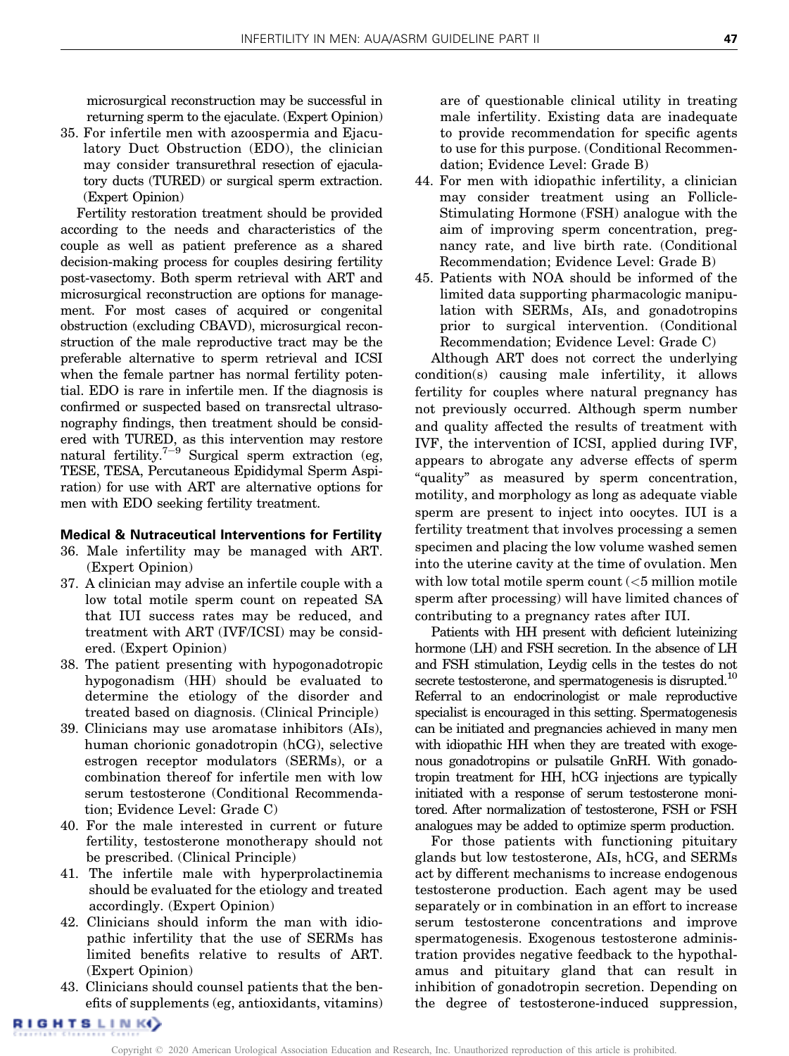microsurgical reconstruction may be successful in returning sperm to the ejaculate. (Expert Opinion)

35. For infertile men with azoospermia and Ejaculatory Duct Obstruction (EDO), the clinician may consider transurethral resection of ejaculatory ducts (TURED) or surgical sperm extraction. (Expert Opinion)

Fertility restoration treatment should be provided according to the needs and characteristics of the couple as well as patient preference as a shared decision-making process for couples desiring fertility post-vasectomy. Both sperm retrieval with ART and microsurgical reconstruction are options for management. For most cases of acquired or congenital obstruction (excluding CBAVD), microsurgical reconstruction of the male reproductive tract may be the preferable alternative to sperm retrieval and ICSI when the female partner has normal fertility potential. EDO is rare in infertile men. If the diagnosis is confirmed or suspected based on transrectal ultrasonography findings, then treatment should be considered with TURED, as this intervention may restore natural fertility.[7–9] Surgical sperm extraction (eg, TESE, TESA, Percutaneous Epididymal Sperm Aspiration) for use with ART are alternative options for men with EDO seeking fertility treatment.

### Medical & Nutraceutical Interventions for Fertility

36. Male infertility may be managed with ART. (Expert Opinion)
37. A clinician may advise an infertile couple with a low total motile sperm count on repeated SA that IUI success rates may be reduced, and treatment with ART (IVF/ICSI) may be considered. (Expert Opinion)
38. The patient presenting with hypogonadotropic hypogonadism (HH) should be evaluated to determine the etiology of the disorder and treated based on diagnosis. (Clinical Principle)
39. Clinicians may use aromatase inhibitors (AIs), human chorionic gonadotropin (hCG), selective estrogen receptor modulators (SERMs), or a combination thereof for infertile men with low serum testosterone (Conditional Recommendation; Evidence Level: Grade C)
40. For the male interested in current or future fertility, testosterone monotherapy should not be prescribed. (Clinical Principle)
41. The infertile male with hyperprolactinemia should be evaluated for the etiology and treated accordingly. (Expert Opinion)
42. Clinicians should inform the man with idiopathic infertility that the use of SERMs has limited benefits relative to results of ART. (Expert Opinion)
43. Clinicians should counsel patients that the benefits of supplements (eg, antioxidants, vitamins) are of questionable clinical utility in treating male infertility. Existing data are inadequate to provide recommendation for specific agents to use for this purpose. (Conditional Recommendation; Evidence Level: Grade B)
44. For men with idiopathic infertility, a clinician may consider treatment using an Follicle-Stimulating Hormone (FSH) analogue with the aim of improving sperm concentration, pregnancy rate, and live birth rate. (Conditional Recommendation; Evidence Level: Grade B)
45. Patients with NOA should be informed of the limited data supporting pharmacologic manipulation with SERMs, AIs, and gonadotropins prior to surgical intervention. (Conditional Recommendation; Evidence Level: Grade C)

Although ART does not correct the underlying condition(s) causing male infertility, it allows fertility for couples where natural pregnancy has not previously occurred. Although sperm number and quality affected the results of treatment with IVF, the intervention of ICSI, applied during IVF, appears to abrogate any adverse effects of sperm "quality" as measured by sperm concentration, motility, and morphology as long as adequate viable sperm are present to inject into oocytes. IUI is a fertility treatment that involves processing a semen specimen and placing the low volume washed semen into the uterine cavity at the time of ovulation. Men with low total motile sperm count (<5 million motile sperm after processing) will have limited chances of contributing to a pregnancy rates after IUI.

Patients with HH present with deficient luteinizing hormone (LH) and FSH secretion. In the absence of LH and FSH stimulation, Leydig cells in the testes do not secrete testosterone, and spermatogenesis is disrupted.[10] Referral to an endocrinologist or male reproductive specialist is encouraged in this setting. Spermatogenesis can be initiated and pregnancies achieved in many men with idiopathic HH when they are treated with exogenous gonadotropins or pulsatile GnRH. With gonadotropin treatment for HH, hCG injections are typically initiated with a response of serum testosterone monitored. After normalization of testosterone, FSH or FSH analogues may be added to optimize sperm production.

For those patients with functioning pituitary glands but low testosterone, AIs, hCG, and SERMs act by different mechanisms to increase endogenous testosterone production. Each agent may be used separately or in combination in an effort to increase serum testosterone concentrations and improve spermatogenesis. Exogenous testosterone administration provides negative feedback to the hypothalamus and pituitary gland that can result in inhibition of gonadotropin secretion. Depending on the degree of testosterone-induced suppression,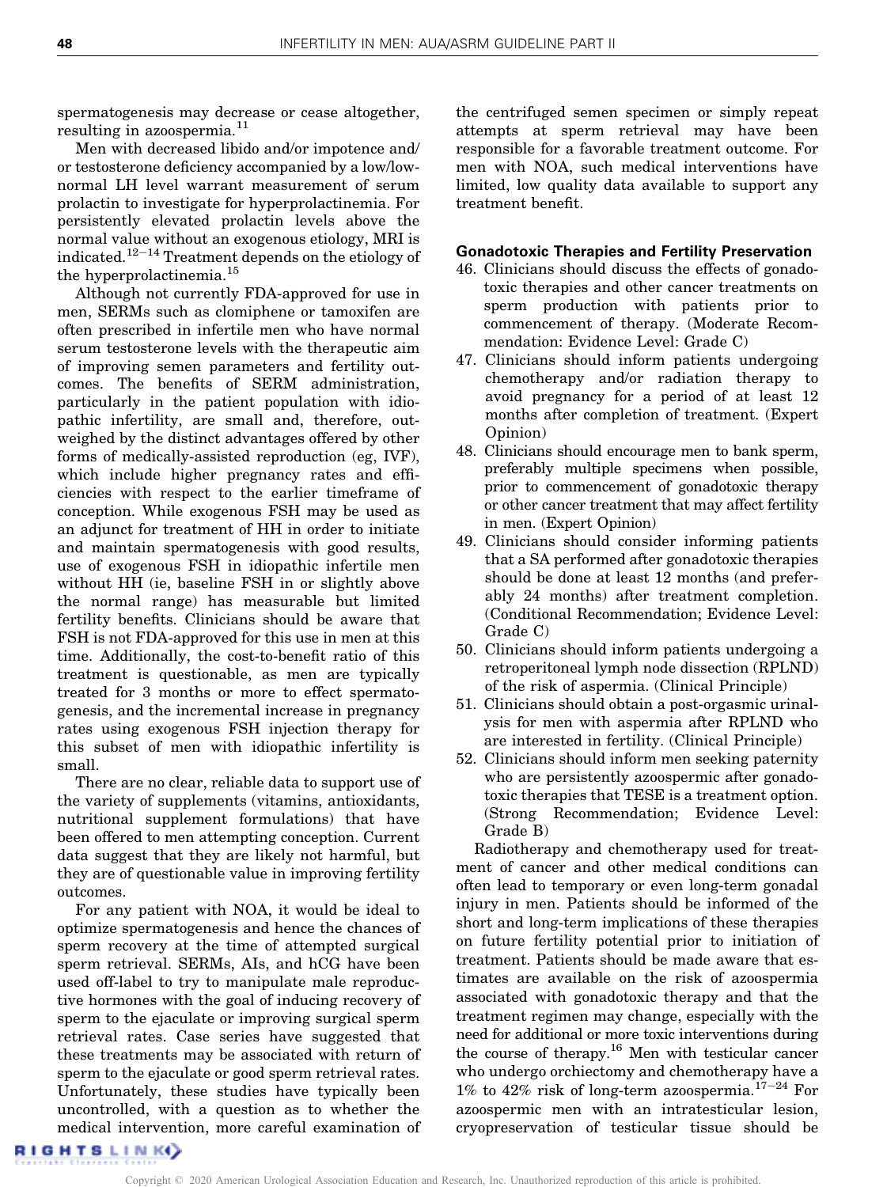spermatogenesis may decrease or cease altogether, resulting in azoospermia.[11]

Men with decreased libido and/or impotence and/or testosterone deficiency accompanied by a low/low-normal LH level warrant measurement of serum prolactin to investigate for hyperprolactinemia. For persistently elevated prolactin levels above the normal value without an exogenous etiology, MRI is indicated.[12–14] Treatment depends on the etiology of the hyperprolactinemia.[15]

Although not currently FDA-approved for use in men, SERMs such as clomiphene or tamoxifen are often prescribed in infertile men who have normal serum testosterone levels with the therapeutic aim of improving semen parameters and fertility outcomes. The benefits of SERM administration, particularly in the patient population with idiopathic infertility, are small and, therefore, outweighed by the distinct advantages offered by other forms of medically-assisted reproduction (eg, IVF), which include higher pregnancy rates and efficiencies with respect to the earlier timeframe of conception. While exogenous FSH may be used as an adjunct for treatment of HH in order to initiate and maintain spermatogenesis with good results, use of exogenous FSH in idiopathic infertile men without HH (ie, baseline FSH in or slightly above the normal range) has measurable but limited fertility benefits. Clinicians should be aware that FSH is not FDA-approved for this use in men at this time. Additionally, the cost-to-benefit ratio of this treatment is questionable, as men are typically treated for 3 months or more to effect spermatogenesis, and the incremental increase in pregnancy rates using exogenous FSH injection therapy for this subset of men with idiopathic infertility is small.

There are no clear, reliable data to support use of the variety of supplements (vitamins, antioxidants, nutritional supplement formulations) that have been offered to men attempting conception. Current data suggest that they are likely not harmful, but they are of questionable value in improving fertility outcomes.

For any patient with NOA, it would be ideal to optimize spermatogenesis and hence the chances of sperm recovery at the time of attempted surgical sperm retrieval. SERMs, AIs, and hCG have been used off-label to try to manipulate male reproductive hormones with the goal of inducing recovery of sperm to the ejaculate or improving surgical sperm retrieval rates. Case series have suggested that these treatments may be associated with return of sperm to the ejaculate or good sperm retrieval rates. Unfortunately, these studies have typically been uncontrolled, with a question as to whether the medical intervention, more careful examination of the centrifuged semen specimen or simply repeat attempts at sperm retrieval may have been responsible for a favorable treatment outcome. For men with NOA, such medical interventions have limited, low quality data available to support any treatment benefit.

### Gonadotoxic Therapies and Fertility Preservation

46. Clinicians should discuss the effects of gonadotoxic therapies and other cancer treatments on sperm production with patients prior to commencement of therapy. (Moderate Recommendation: Evidence Level: Grade C)
47. Clinicians should inform patients undergoing chemotherapy and/or radiation therapy to avoid pregnancy for a period of at least 12 months after completion of treatment. (Expert Opinion)
48. Clinicians should encourage men to bank sperm, preferably multiple specimens when possible, prior to commencement of gonadotoxic therapy or other cancer treatment that may affect fertility in men. (Expert Opinion)
49. Clinicians should consider informing patients that a SA performed after gonadotoxic therapies should be done at least 12 months (and preferably 24 months) after treatment completion. (Conditional Recommendation; Evidence Level: Grade C)
50. Clinicians should inform patients undergoing a retroperitoneal lymph node dissection (RPLND) of the risk of aspermia. (Clinical Principle)
51. Clinicians should obtain a post-orgasmic urinalysis for men with aspermia after RPLND who are interested in fertility. (Clinical Principle)
52. Clinicians should inform men seeking paternity who are persistently azoospermic after gonadotoxic therapies that TESE is a treatment option. (Strong Recommendation; Evidence Level: Grade B)

Radiotherapy and chemotherapy used for treatment of cancer and other medical conditions can often lead to temporary or even long-term gonadal injury in men. Patients should be informed of the short and long-term implications of these therapies on future fertility potential prior to initiation of treatment. Patients should be made aware that estimates are available on the risk of azoospermia associated with gonadotoxic therapy and that the treatment regimen may change, especially with the need for additional or more toxic interventions during the course of therapy.[16] Men with testicular cancer who undergo orchiectomy and chemotherapy have a 1% to 42% risk of long-term azoospermia.[17–24] For azoospermic men with an intratesticular lesion, cryopreservation of testicular tissue should be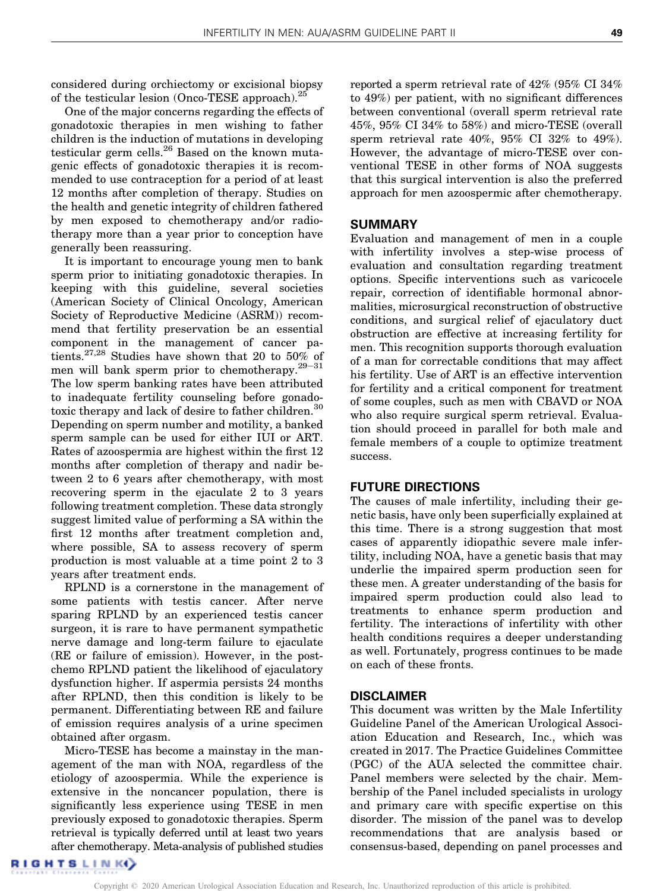considered during orchiectomy or excisional biopsy of the testicular lesion (Onco-TESE approach).[25]

One of the major concerns regarding the effects of gonadotoxic therapies in men wishing to father children is the induction of mutations in developing testicular germ cells.[26] Based on the known mutagenic effects of gonadotoxic therapies it is recommended to use contraception for a period of at least 12 months after completion of therapy. Studies on the health and genetic integrity of children fathered by men exposed to chemotherapy and/or radiotherapy more than a year prior to conception have generally been reassuring.

It is important to encourage young men to bank sperm prior to initiating gonadotoxic therapies. In keeping with this guideline, several societies (American Society of Clinical Oncology, American Society of Reproductive Medicine (ASRM)) recommend that fertility preservation be an essential component in the management of cancer patients.[27,28] Studies have shown that 20 to 50% of men will bank sperm prior to chemotherapy.[29–31] The low sperm banking rates have been attributed to inadequate fertility counseling before gonadotoxic therapy and lack of desire to father children.[30] Depending on sperm number and motility, a banked sperm sample can be used for either IUI or ART. Rates of azoospermia are highest within the first 12 months after completion of therapy and nadir between 2 to 6 years after chemotherapy, with most recovering sperm in the ejaculate 2 to 3 years following treatment completion. These data strongly suggest limited value of performing a SA within the first 12 months after treatment completion and, where possible, SA to assess recovery of sperm production is most valuable at a time point 2 to 3 years after treatment ends.

RPLND is a cornerstone in the management of some patients with testis cancer. After nerve sparing RPLND by an experienced testis cancer surgeon, it is rare to have permanent sympathetic nerve damage and long-term failure to ejaculate (RE or failure of emission). However, in the post-chemo RPLND patient the likelihood of ejaculatory dysfunction higher. If aspermia persists 24 months after RPLND, then this condition is likely to be permanent. Differentiating between RE and failure of emission requires analysis of a urine specimen obtained after orgasm.

Micro-TESE has become a mainstay in the management of the man with NOA, regardless of the etiology of azoospermia. While the experience is extensive in the noncancer population, there is significantly less experience using TESE in men previously exposed to gonadotoxic therapies. Sperm retrieval is typically deferred until at least two years after chemotherapy. Meta-analysis of published studies reported a sperm retrieval rate of 42% (95% CI 34% to 49%) per patient, with no significant differences between conventional (overall sperm retrieval rate 45%, 95% CI 34% to 58%) and micro-TESE (overall sperm retrieval rate 40%, 95% CI 32% to 49%). However, the advantage of micro-TESE over conventional TESE in other forms of NOA suggests that this surgical intervention is also the preferred approach for men azoospermic after chemotherapy.

## SUMMARY

Evaluation and management of men in a couple with infertility involves a step-wise process of evaluation and consultation regarding treatment options. Specific interventions such as varicocele repair, correction of identifiable hormonal abnormalities, microsurgical reconstruction of obstructive conditions, and surgical relief of ejaculatory duct obstruction are effective at increasing fertility for men. This recognition supports thorough evaluation of a man for correctable conditions that may affect his fertility. Use of ART is an effective intervention for fertility and a critical component for treatment of some couples, such as men with CBAVD or NOA who also require surgical sperm retrieval. Evaluation should proceed in parallel for both male and female members of a couple to optimize treatment success.

## FUTURE DIRECTIONS

The causes of male infertility, including their genetic basis, have only been superficially explained at this time. There is a strong suggestion that most cases of apparently idiopathic severe male infertility, including NOA, have a genetic basis that may underlie the impaired sperm production seen for these men. A greater understanding of the basis for impaired sperm production could also lead to treatments to enhance sperm production and fertility. The interactions of infertility with other health conditions requires a deeper understanding as well. Fortunately, progress continues to be made on each of these fronts.

## DISCLAIMER

This document was written by the Male Infertility Guideline Panel of the American Urological Association Education and Research, Inc., which was created in 2017. The Practice Guidelines Committee (PGC) of the AUA selected the committee chair. Panel members were selected by the chair. Membership of the Panel included specialists in urology and primary care with specific expertise on this disorder. The mission of the panel was to develop recommendations that are analysis based or consensus-based, depending on panel processes and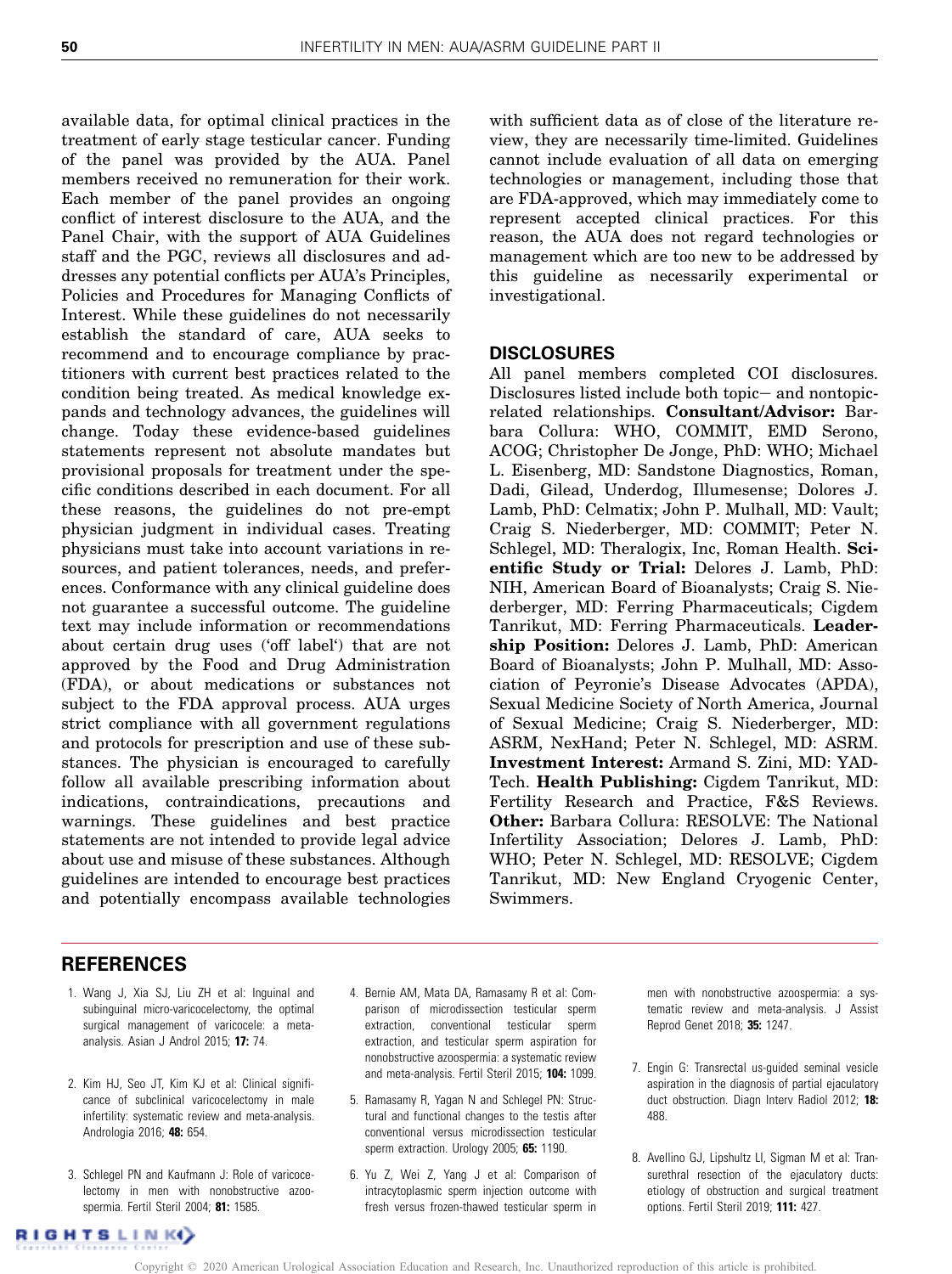available data, for optimal clinical practices in the treatment of early stage testicular cancer. Funding of the panel was provided by the AUA. Panel members received no remuneration for their work. Each member of the panel provides an ongoing conflict of interest disclosure to the AUA, and the Panel Chair, with the support of AUA Guidelines staff and the PGC, reviews all disclosures and addresses any potential conflicts per AUA's Principles, Policies and Procedures for Managing Conflicts of Interest. While these guidelines do not necessarily establish the standard of care, AUA seeks to recommend and to encourage compliance by practitioners with current best practices related to the condition being treated. As medical knowledge expands and technology advances, the guidelines will change. Today these evidence-based guidelines statements represent not absolute mandates but provisional proposals for treatment under the specific conditions described in each document. For all these reasons, the guidelines do not pre-empt physician judgment in individual cases. Treating physicians must take into account variations in resources, and patient tolerances, needs, and preferences. Conformance with any clinical guideline does not guarantee a successful outcome. The guideline text may include information or recommendations about certain drug uses ('off label') that are not approved by the Food and Drug Administration (FDA), or about medications or substances not subject to the FDA approval process. AUA urges strict compliance with all government regulations and protocols for prescription and use of these substances. The physician is encouraged to carefully follow all available prescribing information about indications, contraindications, precautions and warnings. These guidelines and best practice statements are not intended to provide legal advice about use and misuse of these substances. Although guidelines are intended to encourage best practices and potentially encompass available technologies with sufficient data as of close of the literature review, they are necessarily time-limited. Guidelines cannot include evaluation of all data on emerging technologies or management, including those that are FDA-approved, which may immediately come to represent accepted clinical practices. For this reason, the AUA does not regard technologies or management which are too new to be addressed by this guideline as necessarily experimental or investigational.

## DISCLOSURES

All panel members completed COI disclosures. Disclosures listed include both topic– and nontopic-related relationships. **Consultant/Advisor:** Barbara Collura: WHO, COMMIT, EMD Serono, ACOG; Christopher De Jonge, PhD: WHO; Michael L. Eisenberg, MD: Sandstone Diagnostics, Roman, Dadi, Gilead, Underdog, Illumesense; Dolores J. Lamb, PhD: Celmatix; John P. Mulhall, MD: Vault; Craig S. Niederberger, MD: COMMIT; Peter N. Schlegel, MD: Theralogix, Inc, Roman Health. **Scientific Study or Trial:** Delores J. Lamb, PhD: NIH, American Board of Bioanalysts; Craig S. Niederberger, MD: Ferring Pharmaceuticals; Cigdem Tanrikut, MD: Ferring Pharmaceuticals. **Leadership Position:** Delores J. Lamb, PhD: American Board of Bioanalysts; John P. Mulhall, MD: Association of Peyronie's Disease Advocates (APDA), Sexual Medicine Society of North America, Journal of Sexual Medicine; Craig S. Niederberger, MD: ASRM, NexHand; Peter N. Schlegel, MD: ASRM. **Investment Interest:** Armand S. Zini, MD: YAD-Tech. **Health Publishing:** Cigdem Tanrikut, MD: Fertility Research and Practice, F&S Reviews. **Other:** Barbara Collura: RESOLVE: The National Infertility Association; Delores J. Lamb, PhD: WHO; Peter N. Schlegel, MD: RESOLVE; Cigdem Tanrikut, MD: New England Cryogenic Center, Swimmers.

## REFERENCES

1. Wang J, Xia SJ, Liu ZH et al: Inguinal and subinguinal micro-varicocelectomy, the optimal surgical management of varicocele: a meta-analysis. Asian J Androl 2015; **17:** 74.
2. Kim HJ, Seo JT, Kim KJ et al: Clinical significance of subclinical varicocelectomy in male infertility: systematic review and meta-analysis. Andrologia 2016; **48:** 654.
3. Schlegel PN and Kaufmann J: Role of varicocelectomy in men with nonobstructive azoospermia. Fertil Steril 2004; **81:** 1585.
4. Bernie AM, Mata DA, Ramasamy R et al: Comparison of microdissection testicular sperm extraction, conventional testicular sperm extraction, and testicular sperm aspiration for nonobstructive azoospermia: a systematic review and meta-analysis. Fertil Steril 2015; **104:** 1099.
5. Ramasamy R, Yagan N and Schlegel PN: Structural and functional changes to the testis after conventional versus microdissection testicular sperm extraction. Urology 2005; **65:** 1190.
6. Yu Z, Wei Z, Yang J et al: Comparison of intracytoplasmic sperm injection outcome with fresh versus frozen-thawed testicular sperm in men with nonobstructive azoospermia: a systematic review and meta-analysis. J Assist Reprod Genet 2018; **35:** 1247.
7. Engin G: Transrectal us-guided seminal vesicle aspiration in the diagnosis of partial ejaculatory duct obstruction. Diagn Interv Radiol 2012; **18:** 488.
8. Avellino GJ, Lipshultz LI, Sigman M et al: Transurethral resection of the ejaculatory ducts: etiology of obstruction and surgical treatment options. Fertil Steril 2019; **111:** 427.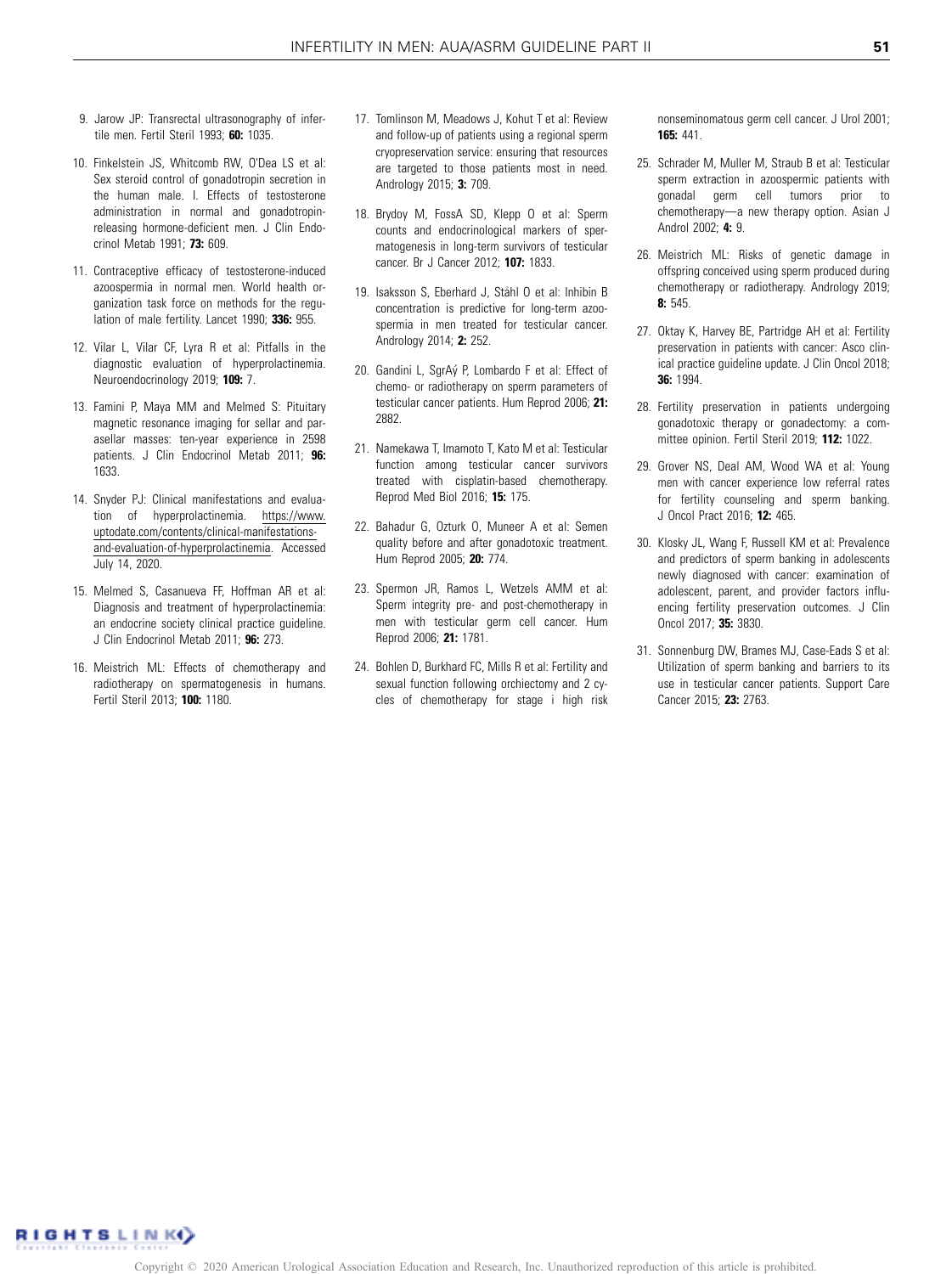9. Jarow JP: Transrectal ultrasonography of infertile men. Fertil Steril 1993; **60:** 1035.

10. Finkelstein JS, Whitcomb RW, O'Dea LS et al: Sex steroid control of gonadotropin secretion in the human male. I. Effects of testosterone administration in normal and gonadotropin-releasing hormone-deficient men. J Clin Endocrinol Metab 1991; **73:** 609.

11. Contraceptive efficacy of testosterone-induced azoospermia in normal men. World health organization task force on methods for the regulation of male fertility. Lancet 1990; **336:** 955.

12. Vilar L, Vilar CF, Lyra R et al: Pitfalls in the diagnostic evaluation of hyperprolactinemia. Neuroendocrinology 2019; **109:** 7.

13. Famini P, Maya MM and Melmed S: Pituitary magnetic resonance imaging for sellar and parasellar masses: ten-year experience in 2598 patients. J Clin Endocrinol Metab 2011; **96:** 1633.

14. Snyder PJ: Clinical manifestations and evaluation of hyperprolactinemia. https://www.uptodate.com/contents/clinical-manifestations-and-evaluation-of-hyperprolactinemia. Accessed July 14, 2020.

15. Melmed S, Casanueva FF, Hoffman AR et al: Diagnosis and treatment of hyperprolactinemia: an endocrine society clinical practice guideline. J Clin Endocrinol Metab 2011; **96:** 273.

16. Meistrich ML: Effects of chemotherapy and radiotherapy on spermatogenesis in humans. Fertil Steril 2013; **100:** 1180.

17. Tomlinson M, Meadows J, Kohut T et al: Review and follow-up of patients using a regional sperm cryopreservation service: ensuring that resources are targeted to those patients most in need. Andrology 2015; **3:** 709.

18. Brydoy M, FossA SD, Klepp O et al: Sperm counts and endocrinological markers of spermatogenesis in long-term survivors of testicular cancer. Br J Cancer 2012; **107:** 1833.

19. Isaksson S, Eberhard J, Ståhl O et al: Inhibin B concentration is predictive for long-term azoospermia in men treated for testicular cancer. Andrology 2014; **2:** 252.

20. Gandini L, SgrAý P, Lombardo F et al: Effect of chemo- or radiotherapy on sperm parameters of testicular cancer patients. Hum Reprod 2006; **21:** 2882.

21. Namekawa T, Imamoto T, Kato M et al: Testicular function among testicular cancer survivors treated with cisplatin-based chemotherapy. Reprod Med Biol 2016; **15:** 175.

22. Bahadur G, Ozturk O, Muneer A et al: Semen quality before and after gonadotoxic treatment. Hum Reprod 2005; **20:** 774.

23. Spermon JR, Ramos L, Wetzels AMM et al: Sperm integrity pre- and post-chemotherapy in men with testicular germ cell cancer. Hum Reprod 2006; **21:** 1781.

24. Bohlen D, Burkhard FC, Mills R et al: Fertility and sexual function following orchiectomy and 2 cycles of chemotherapy for stage i high risk nonseminomatous germ cell cancer. J Urol 2001; **165:** 441.

25. Schrader M, Muller M, Straub B et al: Testicular sperm extraction in azoospermic patients with gonadal germ cell tumors prior to chemotherapy—a new therapy option. Asian J Androl 2002; **4:** 9.

26. Meistrich ML: Risks of genetic damage in offspring conceived using sperm produced during chemotherapy or radiotherapy. Andrology 2019; **8:** 545.

27. Oktay K, Harvey BE, Partridge AH et al: Fertility preservation in patients with cancer: Asco clinical practice guideline update. J Clin Oncol 2018; **36:** 1994.

28. Fertility preservation in patients undergoing gonadotoxic therapy or gonadectomy: a committee opinion. Fertil Steril 2019; **112:** 1022.

29. Grover NS, Deal AM, Wood WA et al: Young men with cancer experience low referral rates for fertility counseling and sperm banking. J Oncol Pract 2016; **12:** 465.

30. Klosky JL, Wang F, Russell KM et al: Prevalence and predictors of sperm banking in adolescents newly diagnosed with cancer: examination of adolescent, parent, and provider factors influencing fertility preservation outcomes. J Clin Oncol 2017; **35:** 3830.

31. Sonnenburg DW, Brames MJ, Case-Eads S et al: Utilization of sperm banking and barriers to its use in testicular cancer patients. Support Care Cancer 2015; **23:** 2763.